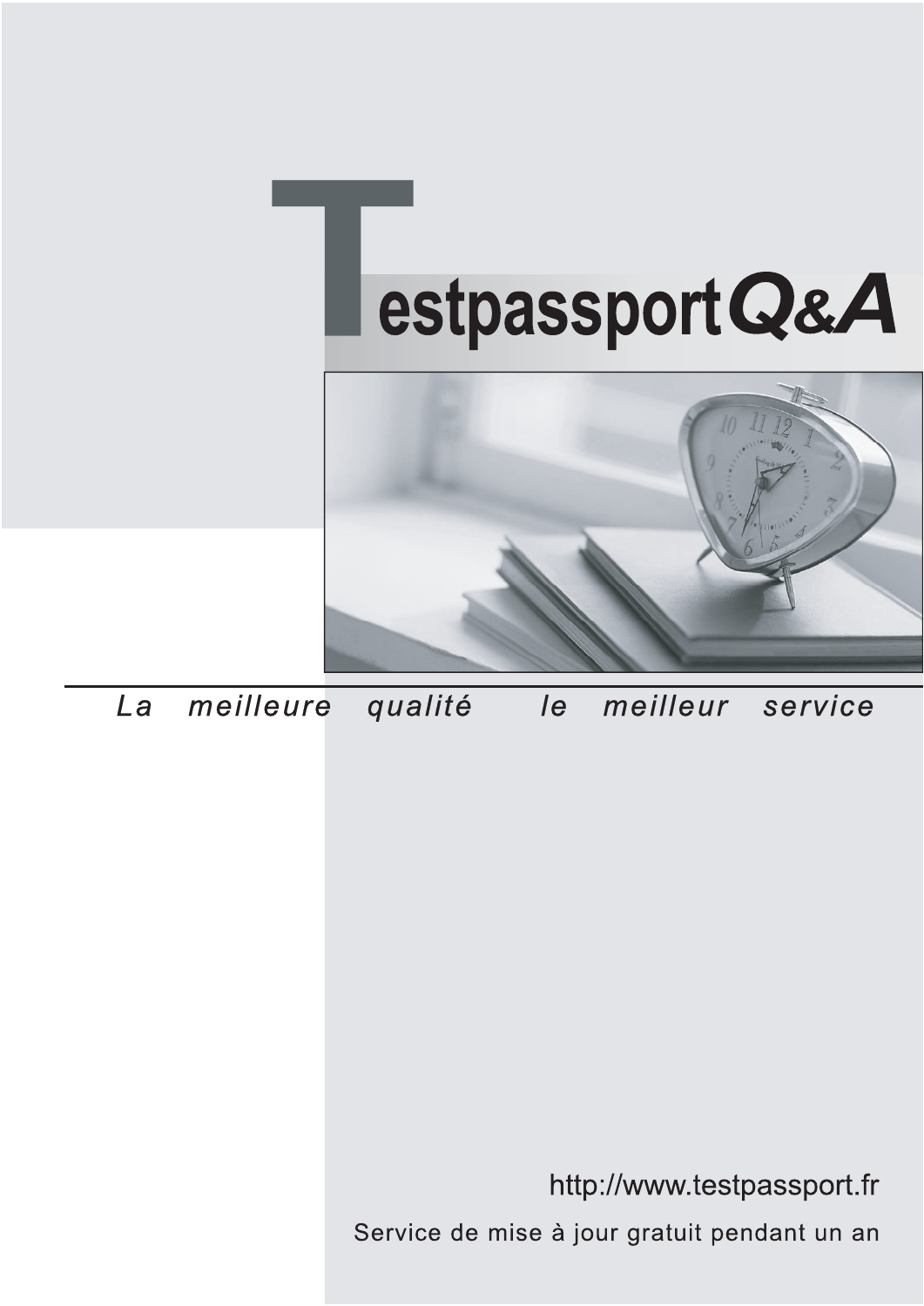# TestpassportQ&A

*La meilleure qualité le meilleur service*

http://www.testpassport.fr

Service de mise à jour gratuit pendant un an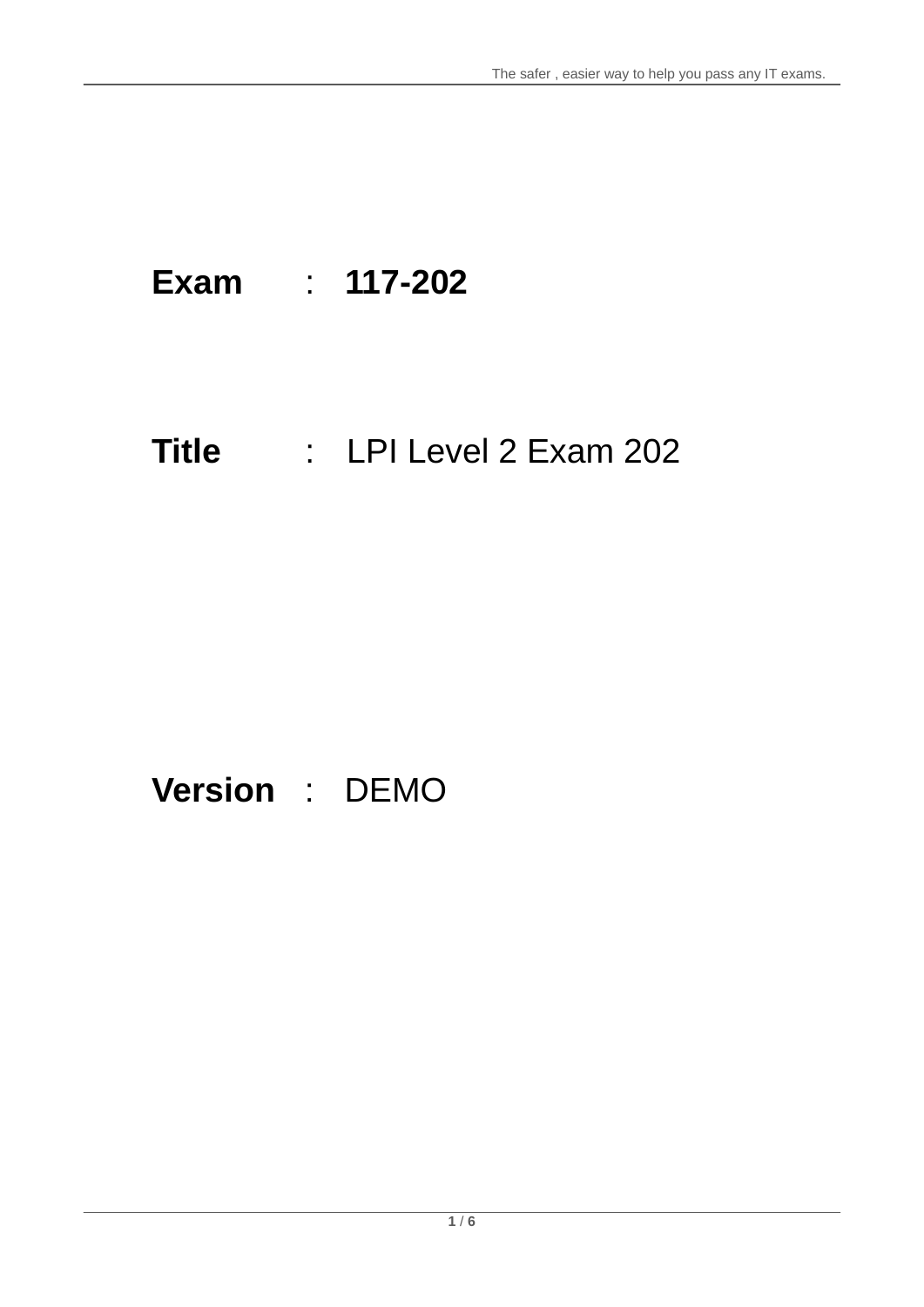**Exam** : **117-202**

**Title** : LPI Level 2 Exam 202

**Version** : DEMO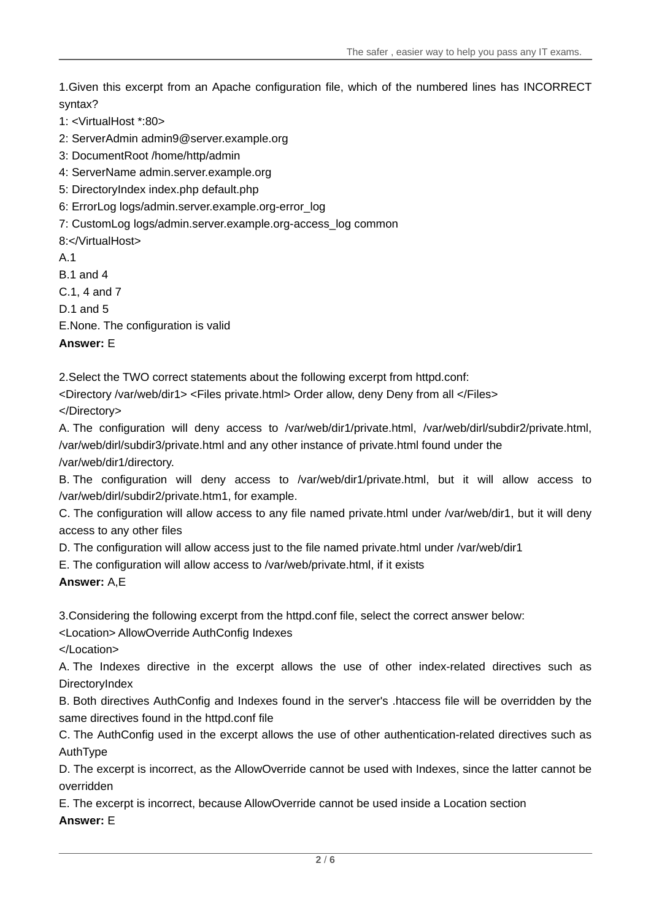1.Given this excerpt from an Apache configuration file, which of the numbered lines has INCORRECT syntax?

1: <VirtualHost *:80>

2: ServerAdmin admin9@server.example.org

3: DocumentRoot /home/http/admin

4: ServerName admin.server.example.org

5: DirectoryIndex index.php default.php

6: ErrorLog logs/admin.server.example.org-error_log

7: CustomLog logs/admin.server.example.org-access_log common

8:</VirtualHost>

A.1

B.1 and 4

C.1, 4 and 7

D.1 and 5

E.None. The configuration is valid

**Answer:** E

2.Select the TWO correct statements about the following excerpt from httpd.conf:

<Directory /var/web/dir1> <Files private.html> Order allow, deny Deny from all </Files>
</Directory>

A. The configuration will deny access to /var/web/dir1/private.html, /var/web/dirl/subdir2/private.html, /var/web/dirl/subdir3/private.html and any other instance of private.html found under the /var/web/dir1/directory.

B. The configuration will deny access to /var/web/dir1/private.html, but it will allow access to /var/web/dirl/subdir2/private.htm1, for example.

C. The configuration will allow access to any file named private.html under /var/web/dir1, but it will deny access to any other files

D. The configuration will allow access just to the file named private.html under /var/web/dir1

E. The configuration will allow access to /var/web/private.html, if it exists

**Answer:** A,E

3.Considering the following excerpt from the httpd.conf file, select the correct answer below:

<Location> AllowOverride AuthConfig Indexes
</Location>

A. The Indexes directive in the excerpt allows the use of other index-related directives such as DirectoryIndex

B. Both directives AuthConfig and Indexes found in the server's .htaccess file will be overridden by the same directives found in the httpd.conf file

C. The AuthConfig used in the excerpt allows the use of other authentication-related directives such as AuthType

D. The excerpt is incorrect, as the AllowOverride cannot be used with Indexes, since the latter cannot be overridden

E. The excerpt is incorrect, because AllowOverride cannot be used inside a Location section

**Answer:** E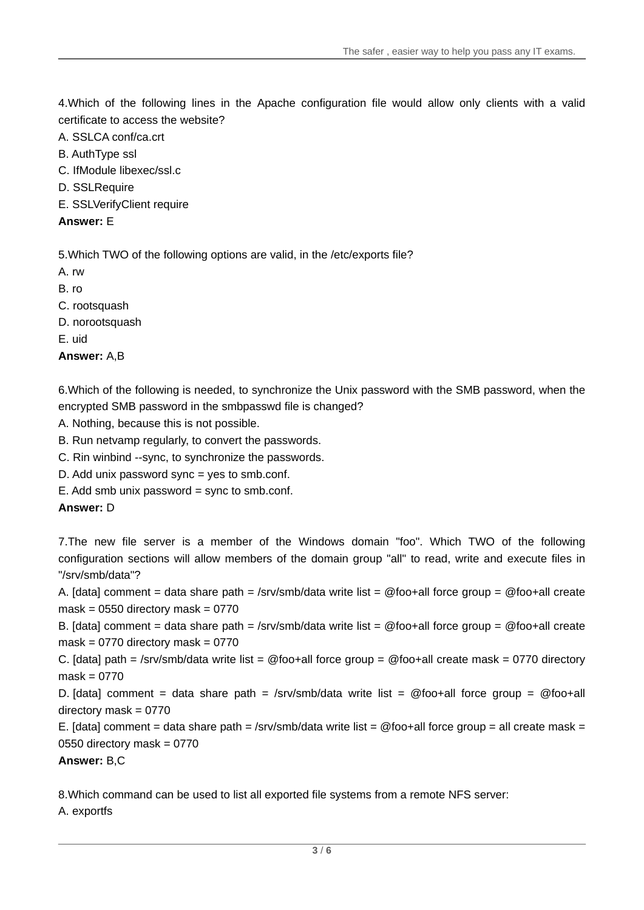4.Which of the following lines in the Apache configuration file would allow only clients with a valid certificate to access the website?

A. SSLCA conf/ca.crt

B. AuthType ssl

C. IfModule libexec/ssl.c

D. SSLRequire

E. SSLVerifyClient require

**Answer:** E

5.Which TWO of the following options are valid, in the /etc/exports file?

A. rw

B. ro

C. rootsquash

D. norootsquash

E. uid

**Answer:** A,B

6.Which of the following is needed, to synchronize the Unix password with the SMB password, when the encrypted SMB password in the smbpasswd file is changed?

A. Nothing, because this is not possible.

B. Run netvamp regularly, to convert the passwords.

C. Rin winbind --sync, to synchronize the passwords.

D. Add unix password sync = yes to smb.conf.

E. Add smb unix password = sync to smb.conf.

**Answer:** D

7.The new file server is a member of the Windows domain "foo". Which TWO of the following configuration sections will allow members of the domain group "all" to read, write and execute files in "/srv/smb/data"?

A. [data] comment = data share path = /srv/smb/data write list = @foo+all force group = @foo+all create mask = 0550 directory mask = 0770

B. [data] comment = data share path = /srv/smb/data write list = @foo+all force group = @foo+all create mask = 0770 directory mask = 0770

C. [data] path = /srv/smb/data write list = @foo+all force group = @foo+all create mask = 0770 directory mask = 0770

D. [data] comment = data share path = /srv/smb/data write list = @foo+all force group = @foo+all directory mask = 0770

E. [data] comment = data share path = /srv/smb/data write list = @foo+all force group = all create mask = 0550 directory mask = 0770

**Answer:** B,C

8.Which command can be used to list all exported file systems from a remote NFS server:

A. exportfs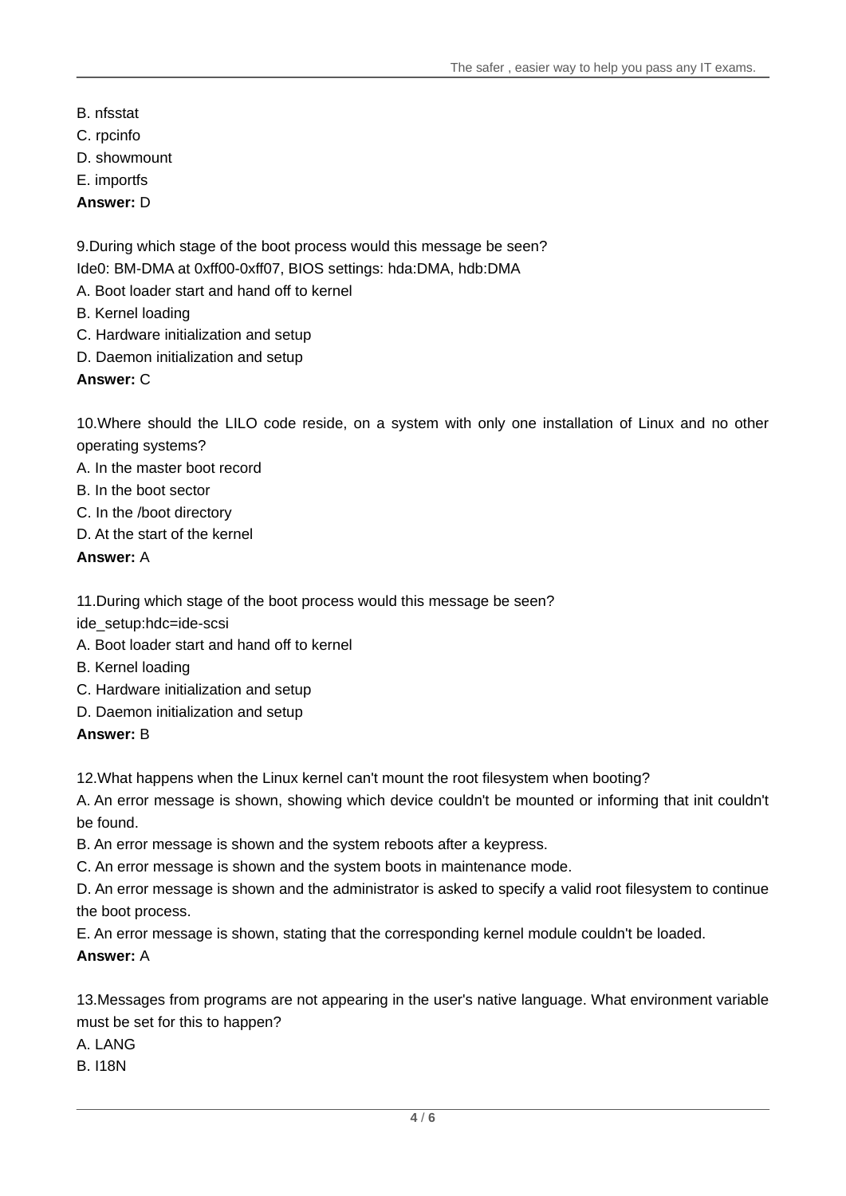B. nfsstat
C. rpcinfo
D. showmount
E. importfs
**Answer:** D

9.During which stage of the boot process would this message be seen?
Ide0: BM-DMA at 0xff00-0xff07, BIOS settings: hda:DMA, hdb:DMA
A. Boot loader start and hand off to kernel
B. Kernel loading
C. Hardware initialization and setup
D. Daemon initialization and setup
**Answer:** C

10.Where should the LILO code reside, on a system with only one installation of Linux and no other operating systems?
A. In the master boot record
B. In the boot sector
C. In the /boot directory
D. At the start of the kernel
**Answer:** A

11.During which stage of the boot process would this message be seen?
ide_setup:hdc=ide-scsi
A. Boot loader start and hand off to kernel
B. Kernel loading
C. Hardware initialization and setup
D. Daemon initialization and setup
**Answer:** B

12.What happens when the Linux kernel can't mount the root filesystem when booting?
A. An error message is shown, showing which device couldn't be mounted or informing that init couldn't be found.
B. An error message is shown and the system reboots after a keypress.
C. An error message is shown and the system boots in maintenance mode.
D. An error message is shown and the administrator is asked to specify a valid root filesystem to continue the boot process.
E. An error message is shown, stating that the corresponding kernel module couldn't be loaded.
**Answer:** A

13.Messages from programs are not appearing in the user's native language. What environment variable must be set for this to happen?
A. LANG
B. I18N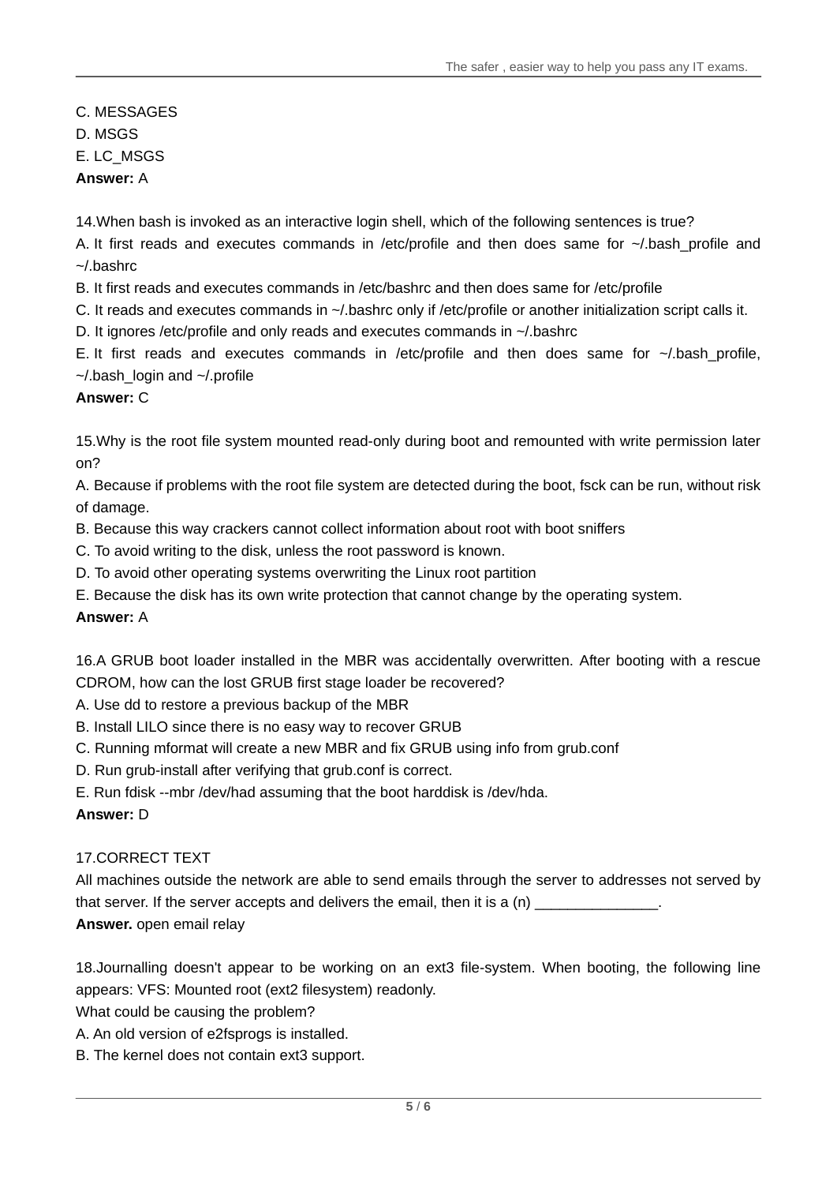C. MESSAGES

D. MSGS

E. LC_MSGS

**Answer:** A

14.When bash is invoked as an interactive login shell, which of the following sentences is true?

A. It first reads and executes commands in /etc/profile and then does same for ~/.bash_profile and ~/.bashrc

B. It first reads and executes commands in /etc/bashrc and then does same for /etc/profile

C. It reads and executes commands in ~/.bashrc only if /etc/profile or another initialization script calls it.

D. It ignores /etc/profile and only reads and executes commands in ~/.bashrc

E. It first reads and executes commands in /etc/profile and then does same for ~/.bash_profile, ~/.bash_login and ~/.profile

**Answer:** C

15.Why is the root file system mounted read-only during boot and remounted with write permission later on?

A. Because if problems with the root file system are detected during the boot, fsck can be run, without risk of damage.

B. Because this way crackers cannot collect information about root with boot sniffers

C. To avoid writing to the disk, unless the root password is known.

D. To avoid other operating systems overwriting the Linux root partition

E. Because the disk has its own write protection that cannot change by the operating system.

**Answer:** A

16.A GRUB boot loader installed in the MBR was accidentally overwritten. After booting with a rescue CDROM, how can the lost GRUB first stage loader be recovered?

A. Use dd to restore a previous backup of the MBR

B. Install LILO since there is no easy way to recover GRUB

C. Running mformat will create a new MBR and fix GRUB using info from grub.conf

D. Run grub-install after verifying that grub.conf is correct.

E. Run fdisk --mbr /dev/had assuming that the boot harddisk is /dev/hda.

**Answer:** D

17.CORRECT TEXT

All machines outside the network are able to send emails through the server to addresses not served by that server. If the server accepts and delivers the email, then it is a (n) _______________.

**Answer.** open email relay

18.Journalling doesn't appear to be working on an ext3 file-system. When booting, the following line appears: VFS: Mounted root (ext2 filesystem) readonly.

What could be causing the problem?

A. An old version of e2fsprogs is installed.

B. The kernel does not contain ext3 support.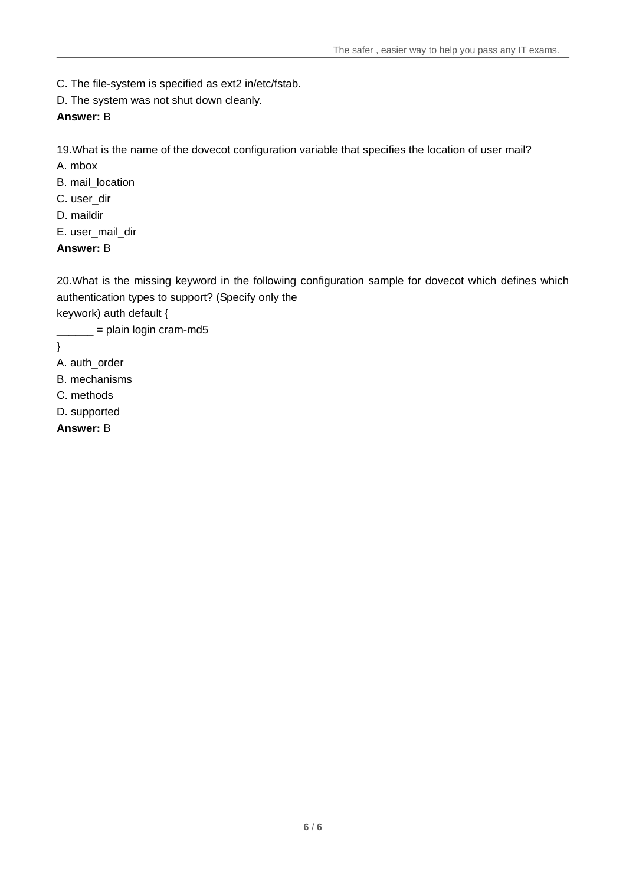C. The file-system is specified as ext2 in/etc/fstab.

D. The system was not shut down cleanly.

**Answer:** B

19.What is the name of the dovecot configuration variable that specifies the location of user mail?

A. mbox

B. mail_location

C. user_dir

D. maildir

E. user_mail_dir

**Answer:** B

20.What is the missing keyword in the following configuration sample for dovecot which defines which authentication types to support? (Specify only the keywork) auth default {

______ = plain login cram-md5

}

A. auth_order

B. mechanisms

C. methods

D. supported

**Answer:** B